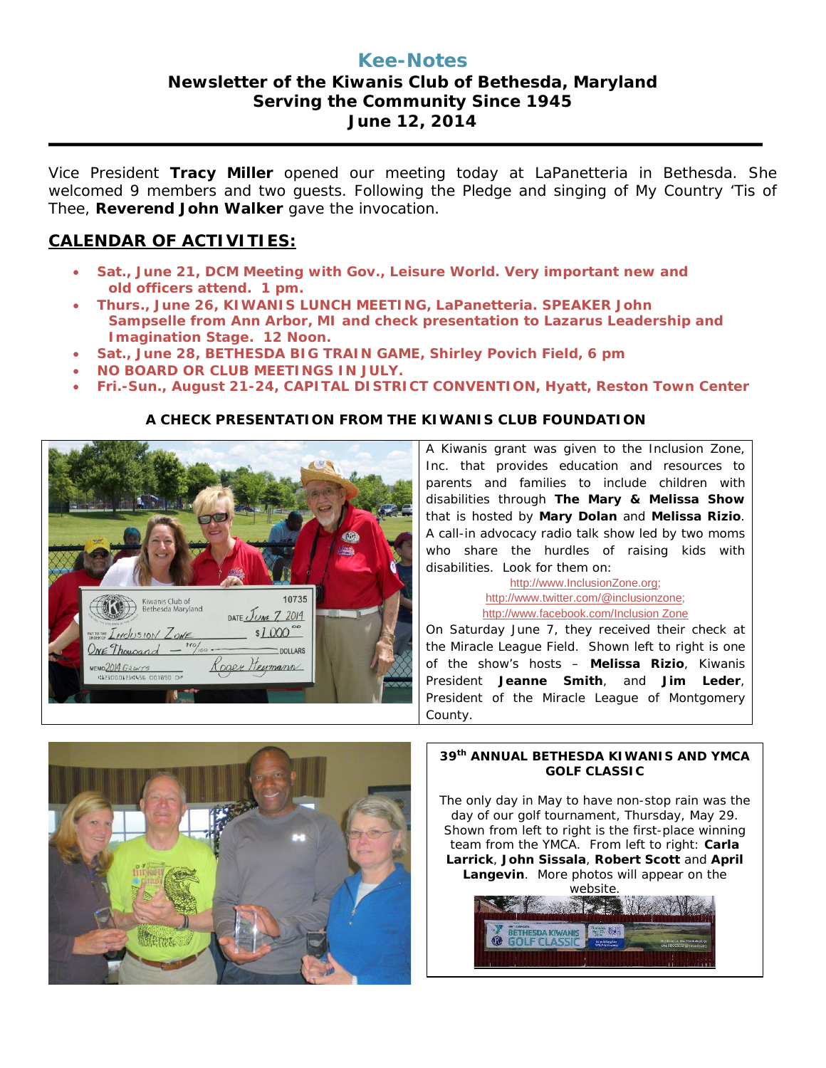# Kee-Notes

## Newsletter of the Kiwanis Club of Bethesda, Maryland
## Serving the Community Since 1945
## June 12, 2014

Vice President **Tracy Miller** opened our meeting today at LaPanetteria in Bethesda. She welcomed 9 members and two guests. Following the Pledge and singing of My Country 'Tis of Thee, **Reverend John Walker** gave the invocation.

## CALENDAR OF ACTIVITIES:

- **Sat., June 21, DCM Meeting with Gov., Leisure World. Very important new and old officers attend. 1 pm.**
- **Thurs., June 26, KIWANIS LUNCH MEETING, LaPanetteria. SPEAKER John Sampselle from Ann Arbor, MI and check presentation to Lazarus Leadership and Imagination Stage. 12 Noon.**
- **Sat., June 28, BETHESDA BIG TRAIN GAME, Shirley Povich Field, 6 pm**
- **NO BOARD OR CLUB MEETINGS IN JULY.**
- **Fri.-Sun., August 21-24, CAPITAL DISTRICT CONVENTION, Hyatt, Reston Town Center**

### A CHECK PRESENTATION FROM THE KIWANIS CLUB FOUNDATION

A Kiwanis grant was given to the Inclusion Zone, Inc. that provides education and resources to parents and families to include children with disabilities through **The Mary & Melissa Show** that is hosted by **Mary Dolan** and **Melissa Rizio**. A call-in advocacy radio talk show led by two moms who share the hurdles of raising kids with disabilities. Look for them on:

http://www.InclusionZone.org;
http://www.twitter.com/@inclusionzone;
http://www.facebook.com/Inclusion Zone

On Saturday June 7, they received their check at the Miracle League Field. Shown left to right is one of the show's hosts – **Melissa Rizio**, Kiwanis President **Jeanne Smith**, and **Jim Leder**, President of the Miracle League of Montgomery County.

### 39th ANNUAL BETHESDA KIWANIS AND YMCA GOLF CLASSIC

The only day in May to have non-stop rain was the day of our golf tournament, Thursday, May 29. Shown from left to right is the first-place winning team from the YMCA. From left to right: **Carla Larrick**, **John Sissala**, **Robert Scott** and **April Langevin**. More photos will appear on the website.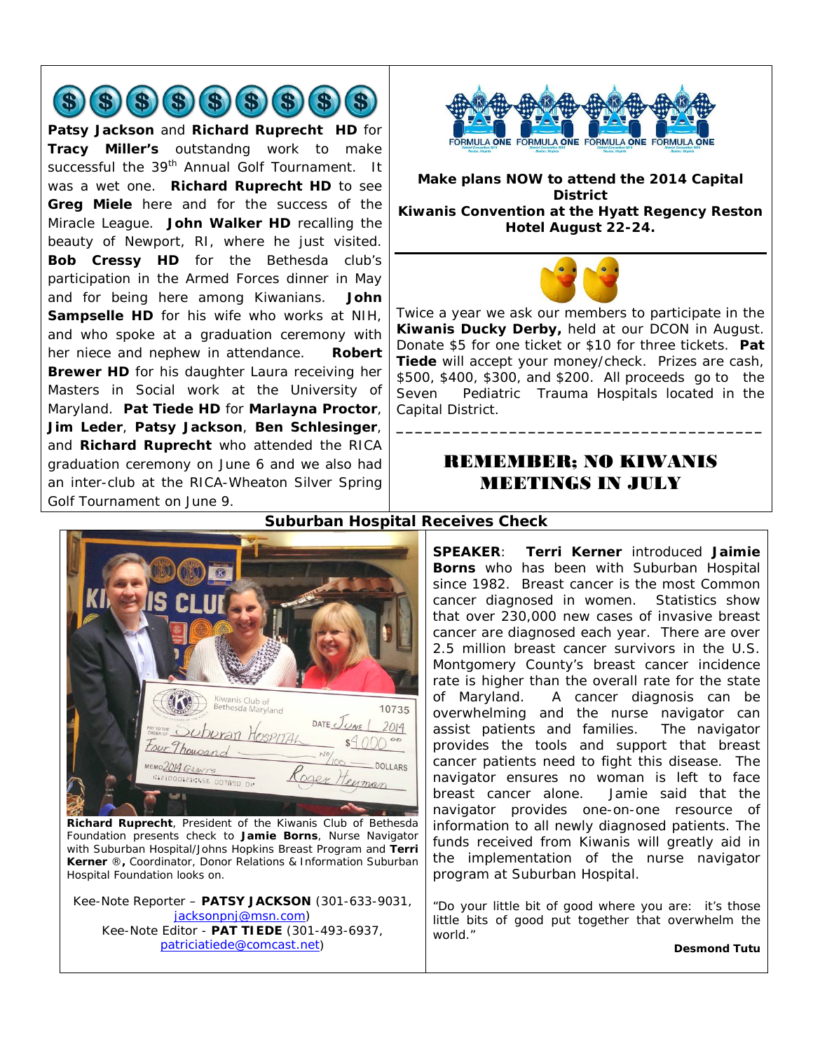**Patsy Jackson** and **Richard Ruprecht HD** for **Tracy Miller's** outstandng work to make successful the 39th Annual Golf Tournament. It was a wet one. **Richard Ruprecht HD** to see **Greg Miele** here and for the success of the Miracle League. **John Walker HD** recalling the beauty of Newport, RI, where he just visited. **Bob Cressy HD** for the Bethesda club's participation in the Armed Forces dinner in May and for being here among Kiwanians. **John Sampselle HD** for his wife who works at NIH, and who spoke at a graduation ceremony with her niece and nephew in attendance. **Robert Brewer HD** for his daughter Laura receiving her Masters in Social work at the University of Maryland. **Pat Tiede HD** for **Marlayna Proctor**, **Jim Leder**, **Patsy Jackson**, **Ben Schlesinger**, and **Richard Ruprecht** who attended the RICA graduation ceremony on June 6 and we also had an inter-club at the RICA-Wheaton Silver Spring Golf Tournament on June 9.

**Make plans NOW to attend the 2014 Capital District Kiwanis Convention at the Hyatt Regency Reston Hotel August 22-24.**

---

Twice a year we ask our members to participate in the **Kiwanis Ducky Derby,** held at our DCON in August. Donate $5 for one ticket or $10 for three tickets. **Pat Tiede** will accept your money/check. Prizes are cash, $500, $400, $300, and $200. All proceeds go to the Seven Pediatric Trauma Hospitals located in the Capital District.

---

## REMEMBER; NO KIWANIS MEETINGS IN JULY

### Suburban Hospital Receives Check

**Richard Ruprecht**, President of the Kiwanis Club of Bethesda Foundation presents check to **Jamie Borns**, Nurse Navigator with Suburban Hospital/Johns Hopkins Breast Program and **Terri Kerner ®,** Coordinator, Donor Relations & Information Suburban Hospital Foundation looks on.

**SPEAKER**: **Terri Kerner** introduced **Jaimie Borns** who has been with Suburban Hospital since 1982. Breast cancer is the most Common cancer diagnosed in women. Statistics show that over 230,000 new cases of invasive breast cancer are diagnosed each year. There are over 2.5 million breast cancer survivors in the U.S. Montgomery County's breast cancer incidence rate is higher than the overall rate for the state of Maryland. A cancer diagnosis can be overwhelming and the nurse navigator can assist patients and families. The navigator provides the tools and support that breast cancer patients need to fight this disease. The navigator ensures no woman is left to face breast cancer alone. Jamie said that the navigator provides one-on-one resource of information to all newly diagnosed patients. The funds received from Kiwanis will greatly aid in the implementation of the nurse navigator program at Suburban Hospital.

Kee-Note Reporter – **PATSY JACKSON** (301-633-9031, jacksonpnj@msn.com)
Kee-Note Editor - **PAT TIEDE** (301-493-6937, patriciatiede@comcast.net)

*"Do your little bit of good where you are: it's those little bits of good put together that overwhelm the world."*

**Desmond Tutu**